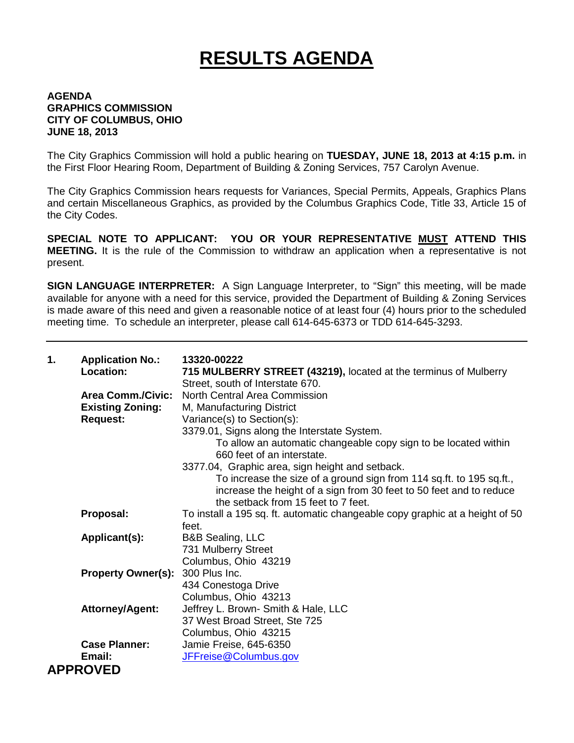# RESULTS AGENDA

**AGENDA**
**GRAPHICS COMMISSION**
**CITY OF COLUMBUS, OHIO**
**JUNE 18, 2013**

The City Graphics Commission will hold a public hearing on **TUESDAY, JUNE 18, 2013 at 4:15 p.m.** in the First Floor Hearing Room, Department of Building & Zoning Services, 757 Carolyn Avenue.

The City Graphics Commission hears requests for Variances, Special Permits, Appeals, Graphics Plans and certain Miscellaneous Graphics, as provided by the Columbus Graphics Code, Title 33, Article 15 of the City Codes.

**SPECIAL NOTE TO APPLICANT: YOU OR YOUR REPRESENTATIVE MUST ATTEND THIS MEETING.** It is the rule of the Commission to withdraw an application when a representative is not present.

**SIGN LANGUAGE INTERPRETER:** A Sign Language Interpreter, to "Sign" this meeting, will be made available for anyone with a need for this service, provided the Department of Building & Zoning Services is made aware of this need and given a reasonable notice of at least four (4) hours prior to the scheduled meeting time. To schedule an interpreter, please call 614-645-6373 or TDD 614-645-3293.

---

**1. Application No.:** **13320-00222**

**Location:** **715 MULBERRY STREET (43219),** located at the terminus of Mulberry Street, south of Interstate 670.

**Area Comm./Civic:** North Central Area Commission

**Existing Zoning:** M, Manufacturing District

**Request:** Variance(s) to Section(s):
3379.01, Signs along the Interstate System.
To allow an automatic changeable copy sign to be located within 660 feet of an interstate.
3377.04, Graphic area, sign height and setback.
To increase the size of a ground sign from 114 sq.ft. to 195 sq.ft., increase the height of a sign from 30 feet to 50 feet and to reduce the setback from 15 feet to 7 feet.

**Proposal:** To install a 195 sq. ft. automatic changeable copy graphic at a height of 50 feet.

**Applicant(s):** B&B Sealing, LLC
731 Mulberry Street
Columbus, Ohio 43219

**Property Owner(s):** 300 Plus Inc.
434 Conestoga Drive
Columbus, Ohio 43213

**Attorney/Agent:** Jeffrey L. Brown- Smith & Hale, LLC
37 West Broad Street, Ste 725
Columbus, Ohio 43215

**Case Planner:** Jamie Freise, 645-6350

**Email:** JFFreise@Columbus.gov

**APPROVED**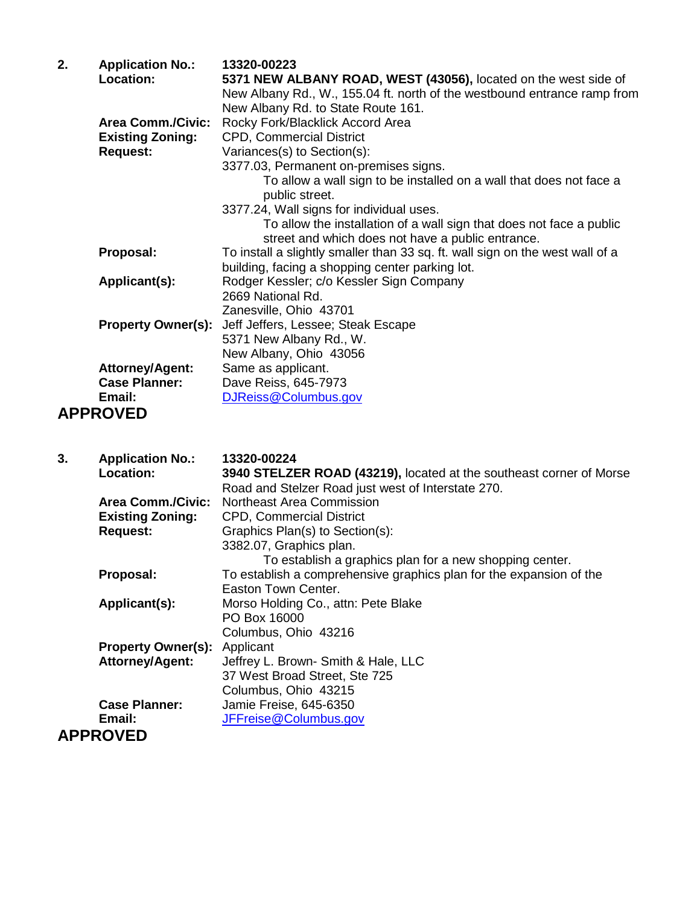**2.** **Application No.:** **13320-00223**

**Location:** **5371 NEW ALBANY ROAD, WEST (43056),** located on the west side of New Albany Rd., W., 155.04 ft. north of the westbound entrance ramp from New Albany Rd. to State Route 161.

**Area Comm./Civic:** Rocky Fork/Blacklick Accord Area

**Existing Zoning:** CPD, Commercial District

**Request:** Variances(s) to Section(s):

3377.03, Permanent on-premises signs.

To allow a wall sign to be installed on a wall that does not face a public street.

3377.24, Wall signs for individual uses.

To allow the installation of a wall sign that does not face a public street and which does not have a public entrance.

**Proposal:** To install a slightly smaller than 33 sq. ft. wall sign on the west wall of a building, facing a shopping center parking lot.

**Applicant(s):** Rodger Kessler; c/o Kessler Sign Company
2669 National Rd.
Zanesville, Ohio 43701

**Property Owner(s):** Jeff Jeffers, Lessee; Steak Escape
5371 New Albany Rd., W.
New Albany, Ohio 43056

**Attorney/Agent:** Same as applicant.

**Case Planner:** Dave Reiss, 645-7973

**Email:** DJReiss@Columbus.gov

**APPROVED**

**3.** **Application No.:** **13320-00224**

**Location:** **3940 STELZER ROAD (43219),** located at the southeast corner of Morse Road and Stelzer Road just west of Interstate 270.

**Area Comm./Civic:** Northeast Area Commission

**Existing Zoning:** CPD, Commercial District

**Request:** Graphics Plan(s) to Section(s):

3382.07, Graphics plan.

To establish a graphics plan for a new shopping center.

**Proposal:** To establish a comprehensive graphics plan for the expansion of the Easton Town Center.

**Applicant(s):** Morso Holding Co., attn: Pete Blake
PO Box 16000
Columbus, Ohio 43216

**Property Owner(s):** Applicant

**Attorney/Agent:** Jeffrey L. Brown- Smith & Hale, LLC
37 West Broad Street, Ste 725
Columbus, Ohio 43215

**Case Planner:** Jamie Freise, 645-6350

**Email:** JFFreise@Columbus.gov

**APPROVED**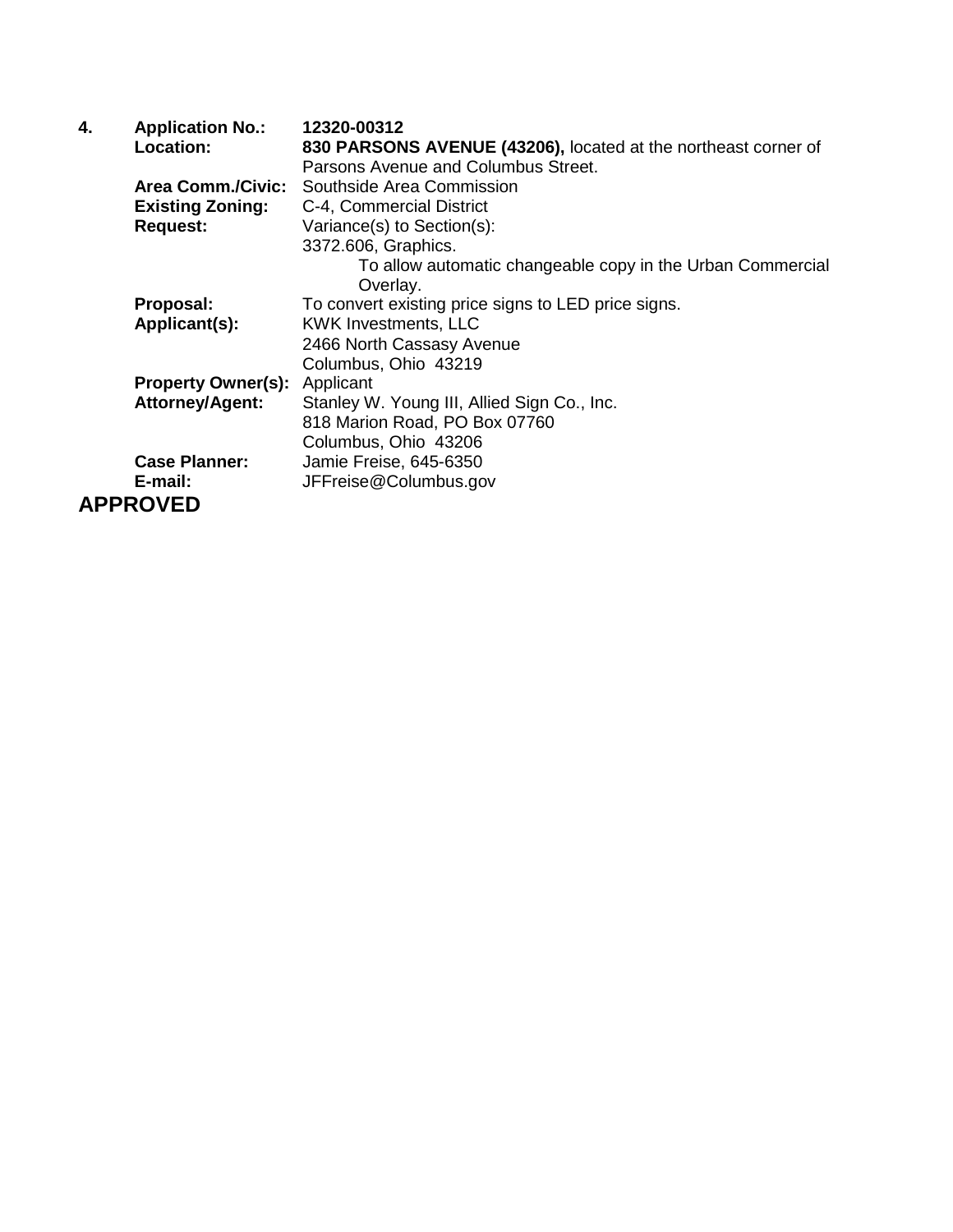**4.** **Application No.:** **12320-00312**

**Location:** **830 PARSONS AVENUE (43206),** located at the northeast corner of Parsons Avenue and Columbus Street.

**Area Comm./Civic:** Southside Area Commission

**Existing Zoning:** C-4, Commercial District

**Request:** Variance(s) to Section(s):
3372.606, Graphics.
To allow automatic changeable copy in the Urban Commercial Overlay.

**Proposal:** To convert existing price signs to LED price signs.

**Applicant(s):** KWK Investments, LLC
2466 North Cassasy Avenue
Columbus, Ohio 43219

**Property Owner(s):** Applicant

**Attorney/Agent:** Stanley W. Young III, Allied Sign Co., Inc.
818 Marion Road, PO Box 07760
Columbus, Ohio 43206

**Case Planner:** Jamie Freise, 645-6350

**E-mail:** JFFreise@Columbus.gov

**APPROVED**